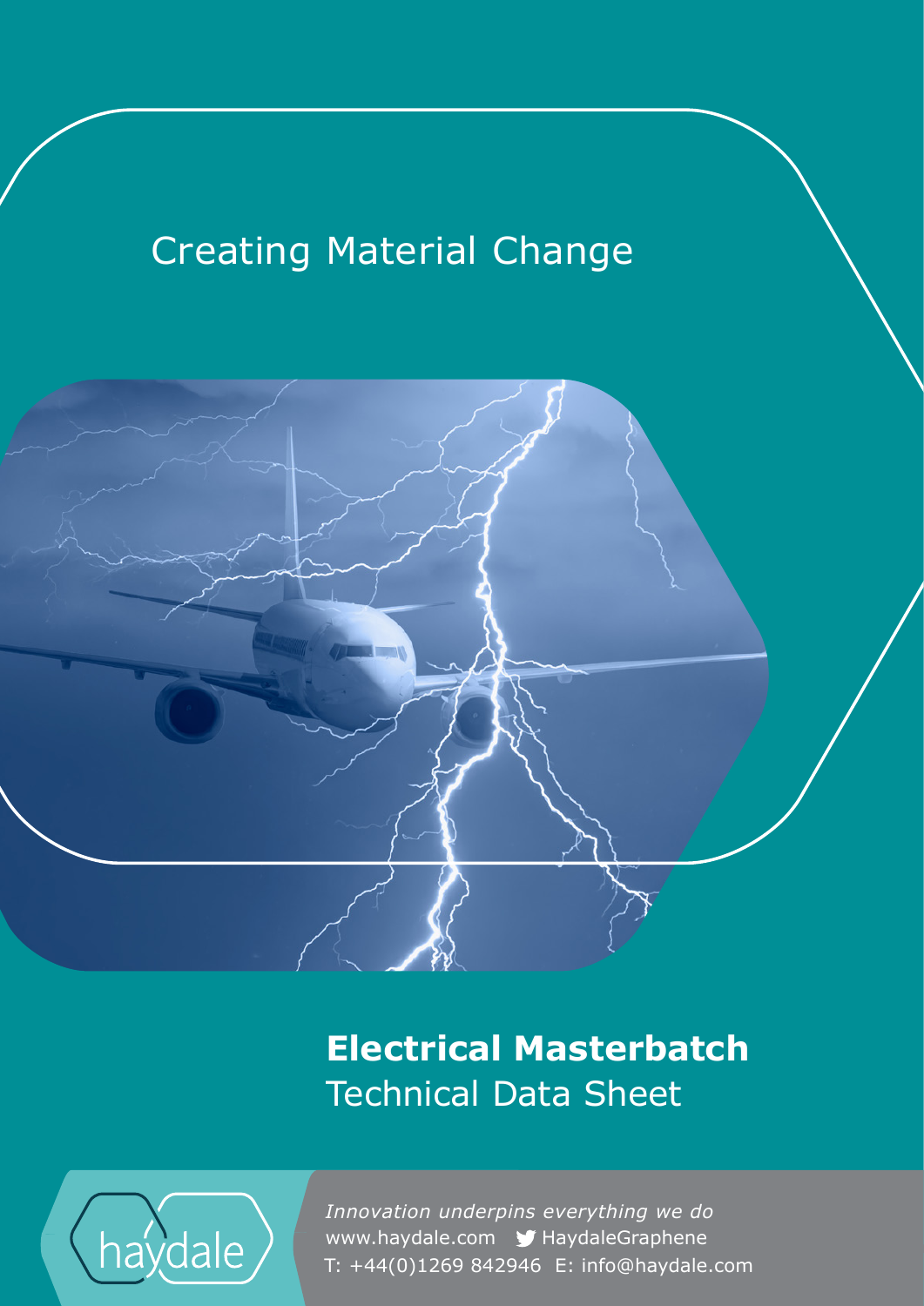Creating Material Change

# Electrical Masterbatch

## Technical Data Sheet

haydale

*Innovation underpins everything we do*

www.haydale.com HaydaleGraphene

T: +44(0)1269 842946 E: info@haydale.com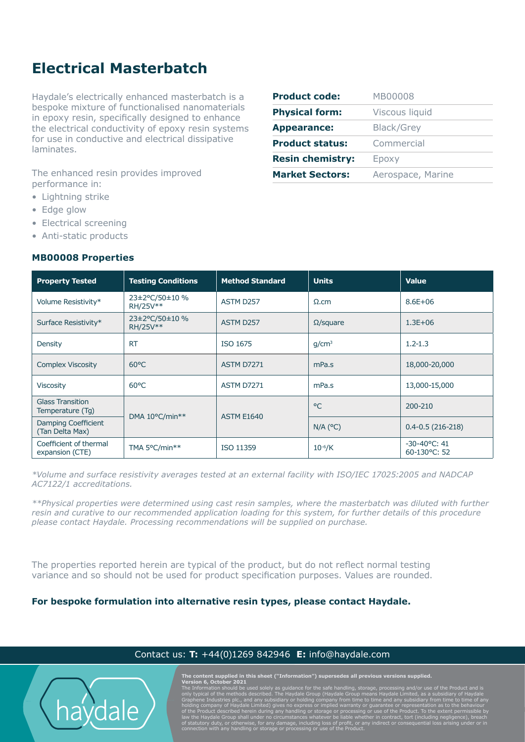# Electrical Masterbatch

Haydale's electrically enhanced masterbatch is a bespoke mixture of functionalised nanomaterials in epoxy resin, specifically designed to enhance the electrical conductivity of epoxy resin systems for use in conductive and electrical dissipative laminates.

The enhanced resin provides improved performance in:

- Lightning strike
- Edge glow
- Electrical screening
- Anti-static products

| | |
|---|---|
| **Product code:** | MB00008 |
| **Physical form:** | Viscous liquid |
| **Appearance:** | Black/Grey |
| **Product status:** | Commercial |
| **Resin chemistry:** | Epoxy |
| **Market Sectors:** | Aerospace, Marine |

### MB00008 Properties

| Property Tested | Testing Conditions | Method Standard | Units | Value |
|---|---|---|---|---|
| Volume Resistivity* | 23±2°C/50±10 % RH/25V** | ASTM D257 | Ω.cm | 8.6E+06 |
| Surface Resistivity* | 23±2°C/50±10 % RH/25V** | ASTM D257 | Ω/square | 1.3E+06 |
| Density | RT | ISO 1675 | g/cm$^3$ | 1.2-1.3 |
| Complex Viscosity | 60°C | ASTM D7271 | mPa.s | 18,000-20,000 |
| Viscosity | 60°C | ASTM D7271 | mPa.s | 13,000-15,000 |
| Glass Transition Temperature (Tg) | DMA 10°C/min** | ASTM E1640 | °C | 200-210 |
| Damping Coefficient (Tan Delta Max) | | | N/A (°C) | 0.4-0.5 (216-218) |
| Coefficient of thermal expansion (CTE) | TMA 5°C/min** | ISO 11359 | $10^{-6}$/K | -30-40°C: 41<br>60-130°C: 52 |

*\*Volume and surface resistivity averages tested at an external facility with ISO/IEC 17025:2005 and NADCAP AC7122/1 accreditations.*

*\*\*Physical properties were determined using cast resin samples, where the masterbatch was diluted with further resin and curative to our recommended application loading for this system, for further details of this procedure please contact Haydale. Processing recommendations will be supplied on purchase.*

The properties reported herein are typical of the product, but do not reflect normal testing variance and so should not be used for product specification purposes. Values are rounded.

**For bespoke formulation into alternative resin types, please contact Haydale.**

Contact us: **T:** +44(0)1269 842946 **E:** info@haydale.com

haydale

**The content supplied in this sheet ("Information") supersedes all previous versions supplied.**
**Version 6, October 2021**
The Information should be used solely as guidance for the safe handling, storage, processing and/or use of the Product and is only typical of the methods described. The Haydale Group (Haydale Group means Haydale Limited, as a subsidiary of Haydale Graphene Industries plc., and any subsidiary or holding company from time to time and any subsidiary from time to time of any holding company of Haydale Limited) gives no express or implied warranty or guarantee or representation as to the behaviour of the Product described herein during any handling or storage or processing or use of the Product. To the extent permissible by law the Haydale Group shall under no circumstances whatever be liable whether in contract, tort (including negligence), breach of statutory duty, or otherwise, for any damage, including loss of profit, or any indirect or consequential loss arising under or in connection with any handling or storage or processing or use of the Product.